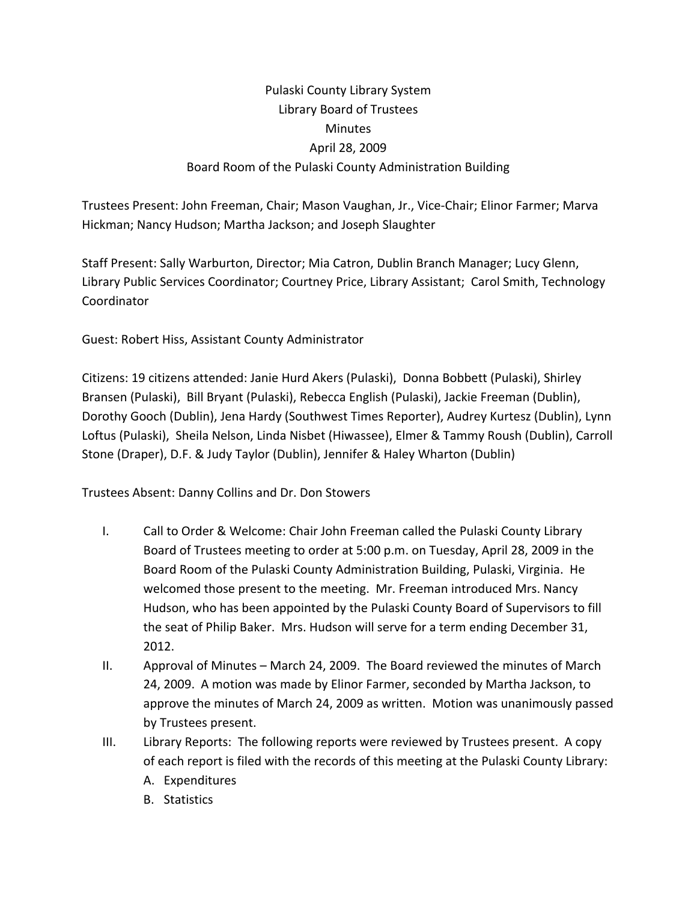Pulaski County Library System

Library Board of Trustees

Minutes

April 28, 2009

Board Room of the Pulaski County Administration Building

Trustees Present: John Freeman, Chair; Mason Vaughan, Jr., Vice-Chair; Elinor Farmer; Marva Hickman; Nancy Hudson; Martha Jackson; and Joseph Slaughter

Staff Present: Sally Warburton, Director; Mia Catron, Dublin Branch Manager; Lucy Glenn, Library Public Services Coordinator; Courtney Price, Library Assistant; Carol Smith, Technology Coordinator

Guest: Robert Hiss, Assistant County Administrator

Citizens: 19 citizens attended: Janie Hurd Akers (Pulaski), Donna Bobbett (Pulaski), Shirley Bransen (Pulaski), Bill Bryant (Pulaski), Rebecca English (Pulaski), Jackie Freeman (Dublin), Dorothy Gooch (Dublin), Jena Hardy (Southwest Times Reporter), Audrey Kurtesz (Dublin), Lynn Loftus (Pulaski), Sheila Nelson, Linda Nisbet (Hiwassee), Elmer & Tammy Roush (Dublin), Carroll Stone (Draper), D.F. & Judy Taylor (Dublin), Jennifer & Haley Wharton (Dublin)

Trustees Absent: Danny Collins and Dr. Don Stowers

I. Call to Order & Welcome: Chair John Freeman called the Pulaski County Library Board of Trustees meeting to order at 5:00 p.m. on Tuesday, April 28, 2009 in the Board Room of the Pulaski County Administration Building, Pulaski, Virginia. He welcomed those present to the meeting. Mr. Freeman introduced Mrs. Nancy Hudson, who has been appointed by the Pulaski County Board of Supervisors to fill the seat of Philip Baker. Mrs. Hudson will serve for a term ending December 31, 2012.

II. Approval of Minutes – March 24, 2009. The Board reviewed the minutes of March 24, 2009. A motion was made by Elinor Farmer, seconded by Martha Jackson, to approve the minutes of March 24, 2009 as written. Motion was unanimously passed by Trustees present.

III. Library Reports: The following reports were reviewed by Trustees present. A copy of each report is filed with the records of this meeting at the Pulaski County Library:
   A. Expenditures
   B. Statistics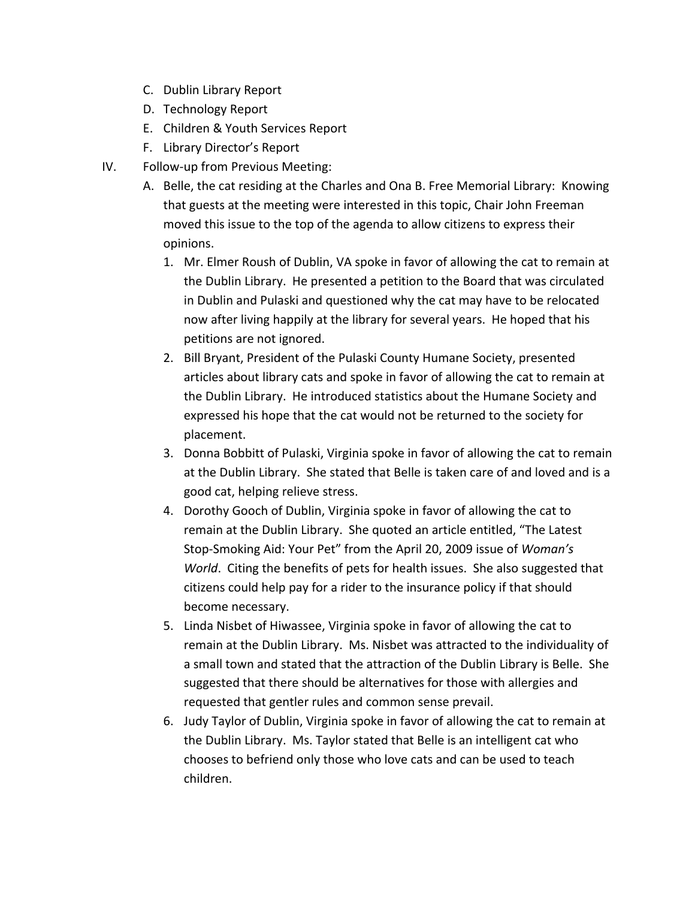C. Dublin Library Report
D. Technology Report
E. Children & Youth Services Report
F. Library Director's Report

IV. Follow-up from Previous Meeting:

A. Belle, the cat residing at the Charles and Ona B. Free Memorial Library: Knowing that guests at the meeting were interested in this topic, Chair John Freeman moved this issue to the top of the agenda to allow citizens to express their opinions.

1. Mr. Elmer Roush of Dublin, VA spoke in favor of allowing the cat to remain at the Dublin Library. He presented a petition to the Board that was circulated in Dublin and Pulaski and questioned why the cat may have to be relocated now after living happily at the library for several years. He hoped that his petitions are not ignored.
2. Bill Bryant, President of the Pulaski County Humane Society, presented articles about library cats and spoke in favor of allowing the cat to remain at the Dublin Library. He introduced statistics about the Humane Society and expressed his hope that the cat would not be returned to the society for placement.
3. Donna Bobbitt of Pulaski, Virginia spoke in favor of allowing the cat to remain at the Dublin Library. She stated that Belle is taken care of and loved and is a good cat, helping relieve stress.
4. Dorothy Gooch of Dublin, Virginia spoke in favor of allowing the cat to remain at the Dublin Library. She quoted an article entitled, "The Latest Stop-Smoking Aid: Your Pet" from the April 20, 2009 issue of *Woman's World*. Citing the benefits of pets for health issues. She also suggested that citizens could help pay for a rider to the insurance policy if that should become necessary.
5. Linda Nisbet of Hiwassee, Virginia spoke in favor of allowing the cat to remain at the Dublin Library. Ms. Nisbet was attracted to the individuality of a small town and stated that the attraction of the Dublin Library is Belle. She suggested that there should be alternatives for those with allergies and requested that gentler rules and common sense prevail.
6. Judy Taylor of Dublin, Virginia spoke in favor of allowing the cat to remain at the Dublin Library. Ms. Taylor stated that Belle is an intelligent cat who chooses to befriend only those who love cats and can be used to teach children.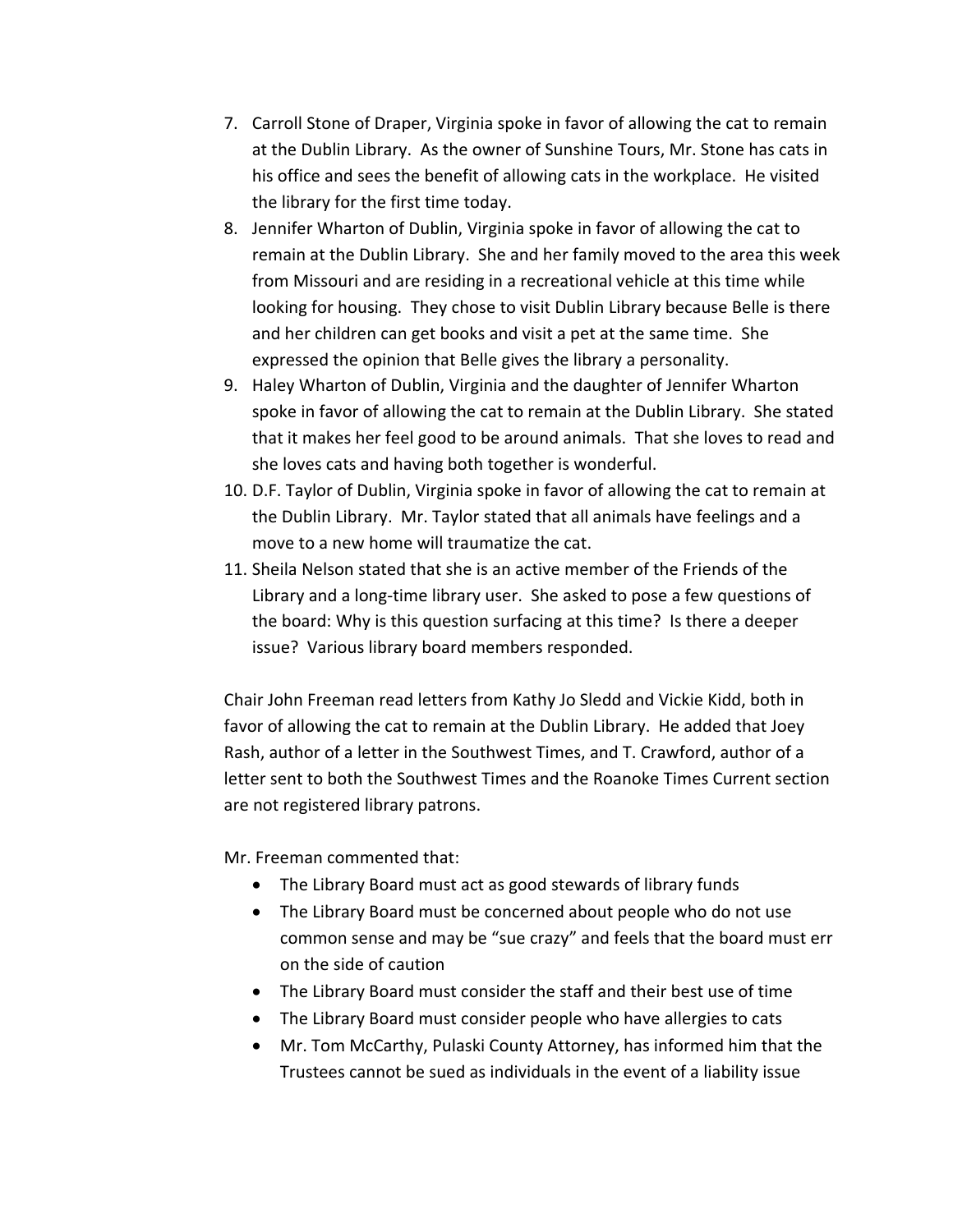7. Carroll Stone of Draper, Virginia spoke in favor of allowing the cat to remain at the Dublin Library. As the owner of Sunshine Tours, Mr. Stone has cats in his office and sees the benefit of allowing cats in the workplace. He visited the library for the first time today.
8. Jennifer Wharton of Dublin, Virginia spoke in favor of allowing the cat to remain at the Dublin Library. She and her family moved to the area this week from Missouri and are residing in a recreational vehicle at this time while looking for housing. They chose to visit Dublin Library because Belle is there and her children can get books and visit a pet at the same time. She expressed the opinion that Belle gives the library a personality.
9. Haley Wharton of Dublin, Virginia and the daughter of Jennifer Wharton spoke in favor of allowing the cat to remain at the Dublin Library. She stated that it makes her feel good to be around animals. That she loves to read and she loves cats and having both together is wonderful.
10. D.F. Taylor of Dublin, Virginia spoke in favor of allowing the cat to remain at the Dublin Library. Mr. Taylor stated that all animals have feelings and a move to a new home will traumatize the cat.
11. Sheila Nelson stated that she is an active member of the Friends of the Library and a long-time library user. She asked to pose a few questions of the board: Why is this question surfacing at this time? Is there a deeper issue? Various library board members responded.

Chair John Freeman read letters from Kathy Jo Sledd and Vickie Kidd, both in favor of allowing the cat to remain at the Dublin Library. He added that Joey Rash, author of a letter in the Southwest Times, and T. Crawford, author of a letter sent to both the Southwest Times and the Roanoke Times Current section are not registered library patrons.

Mr. Freeman commented that:

- The Library Board must act as good stewards of library funds
- The Library Board must be concerned about people who do not use common sense and may be "sue crazy" and feels that the board must err on the side of caution
- The Library Board must consider the staff and their best use of time
- The Library Board must consider people who have allergies to cats
- Mr. Tom McCarthy, Pulaski County Attorney, has informed him that the Trustees cannot be sued as individuals in the event of a liability issue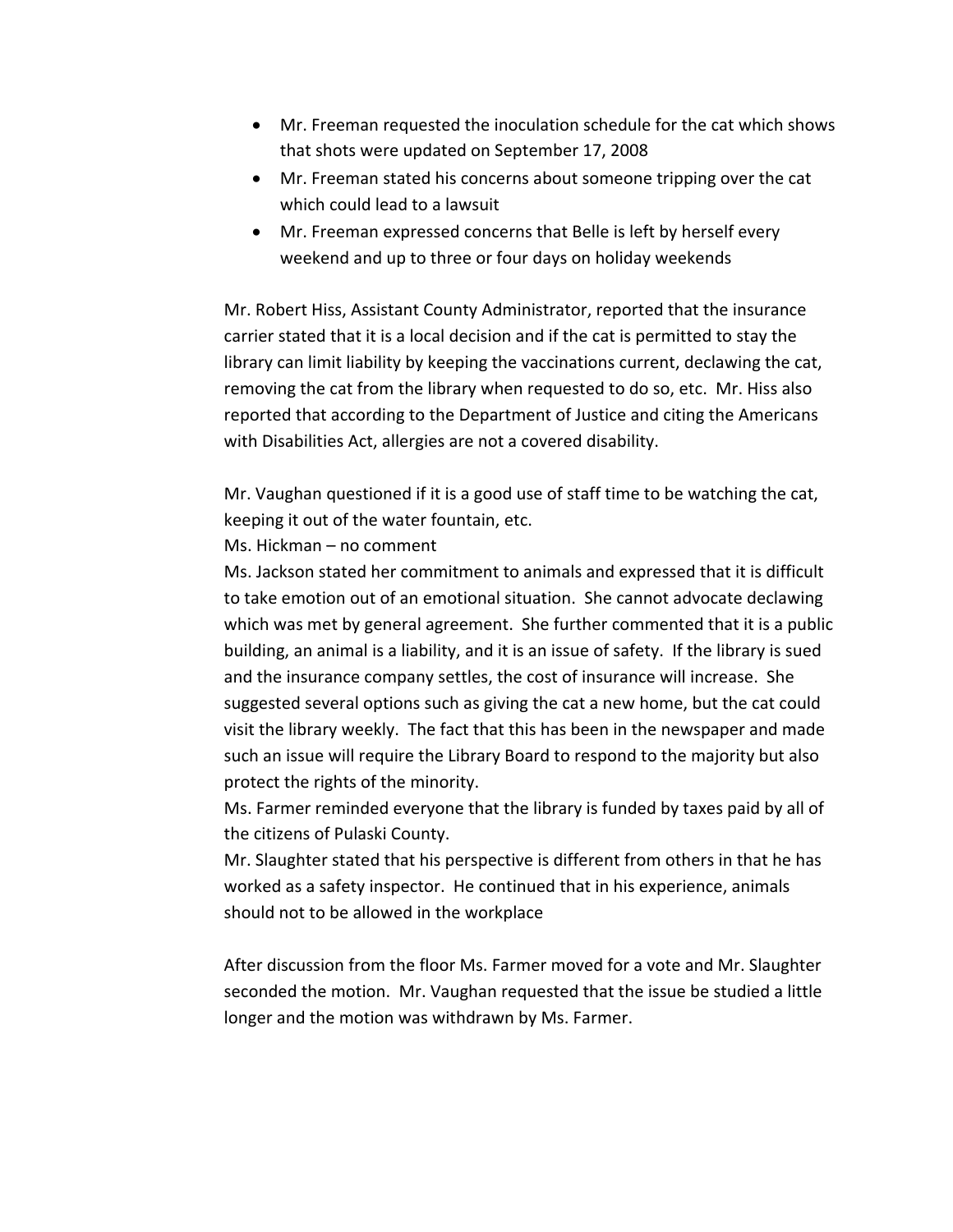- Mr. Freeman requested the inoculation schedule for the cat which shows that shots were updated on September 17, 2008
- Mr. Freeman stated his concerns about someone tripping over the cat which could lead to a lawsuit
- Mr. Freeman expressed concerns that Belle is left by herself every weekend and up to three or four days on holiday weekends

Mr. Robert Hiss, Assistant County Administrator, reported that the insurance carrier stated that it is a local decision and if the cat is permitted to stay the library can limit liability by keeping the vaccinations current, declawing the cat, removing the cat from the library when requested to do so, etc. Mr. Hiss also reported that according to the Department of Justice and citing the Americans with Disabilities Act, allergies are not a covered disability.

Mr. Vaughan questioned if it is a good use of staff time to be watching the cat, keeping it out of the water fountain, etc.

Ms. Hickman – no comment

Ms. Jackson stated her commitment to animals and expressed that it is difficult to take emotion out of an emotional situation. She cannot advocate declawing which was met by general agreement. She further commented that it is a public building, an animal is a liability, and it is an issue of safety. If the library is sued and the insurance company settles, the cost of insurance will increase. She suggested several options such as giving the cat a new home, but the cat could visit the library weekly. The fact that this has been in the newspaper and made such an issue will require the Library Board to respond to the majority but also protect the rights of the minority.

Ms. Farmer reminded everyone that the library is funded by taxes paid by all of the citizens of Pulaski County.

Mr. Slaughter stated that his perspective is different from others in that he has worked as a safety inspector. He continued that in his experience, animals should not to be allowed in the workplace

After discussion from the floor Ms. Farmer moved for a vote and Mr. Slaughter seconded the motion. Mr. Vaughan requested that the issue be studied a little longer and the motion was withdrawn by Ms. Farmer.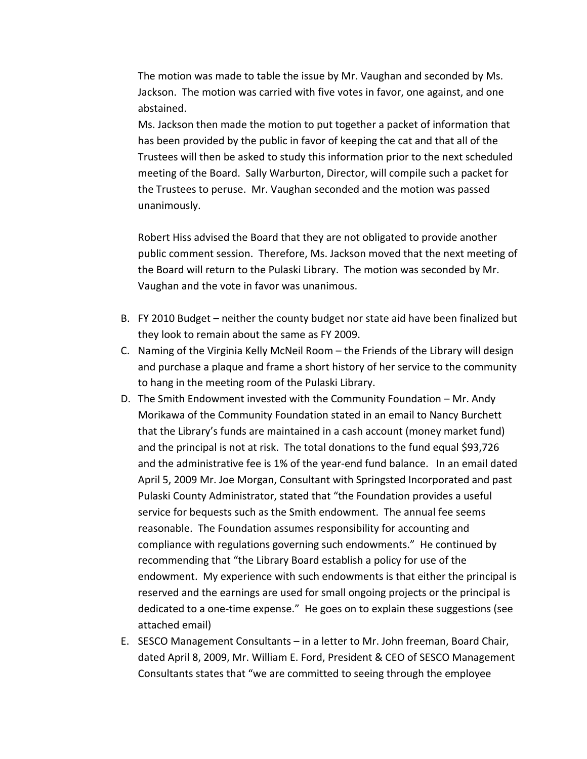The motion was made to table the issue by Mr. Vaughan and seconded by Ms. Jackson. The motion was carried with five votes in favor, one against, and one abstained.

Ms. Jackson then made the motion to put together a packet of information that has been provided by the public in favor of keeping the cat and that all of the Trustees will then be asked to study this information prior to the next scheduled meeting of the Board. Sally Warburton, Director, will compile such a packet for the Trustees to peruse. Mr. Vaughan seconded and the motion was passed unanimously.

Robert Hiss advised the Board that they are not obligated to provide another public comment session. Therefore, Ms. Jackson moved that the next meeting of the Board will return to the Pulaski Library. The motion was seconded by Mr. Vaughan and the vote in favor was unanimous.

B. FY 2010 Budget – neither the county budget nor state aid have been finalized but they look to remain about the same as FY 2009.
C. Naming of the Virginia Kelly McNeil Room – the Friends of the Library will design and purchase a plaque and frame a short history of her service to the community to hang in the meeting room of the Pulaski Library.
D. The Smith Endowment invested with the Community Foundation – Mr. Andy Morikawa of the Community Foundation stated in an email to Nancy Burchett that the Library's funds are maintained in a cash account (money market fund) and the principal is not at risk. The total donations to the fund equal $93,726 and the administrative fee is 1% of the year-end fund balance. In an email dated April 5, 2009 Mr. Joe Morgan, Consultant with Springsted Incorporated and past Pulaski County Administrator, stated that "the Foundation provides a useful service for bequests such as the Smith endowment. The annual fee seems reasonable. The Foundation assumes responsibility for accounting and compliance with regulations governing such endowments." He continued by recommending that "the Library Board establish a policy for use of the endowment. My experience with such endowments is that either the principal is reserved and the earnings are used for small ongoing projects or the principal is dedicated to a one-time expense." He goes on to explain these suggestions (see attached email)
E. SESCO Management Consultants – in a letter to Mr. John freeman, Board Chair, dated April 8, 2009, Mr. William E. Ford, President & CEO of SESCO Management Consultants states that "we are committed to seeing through the employee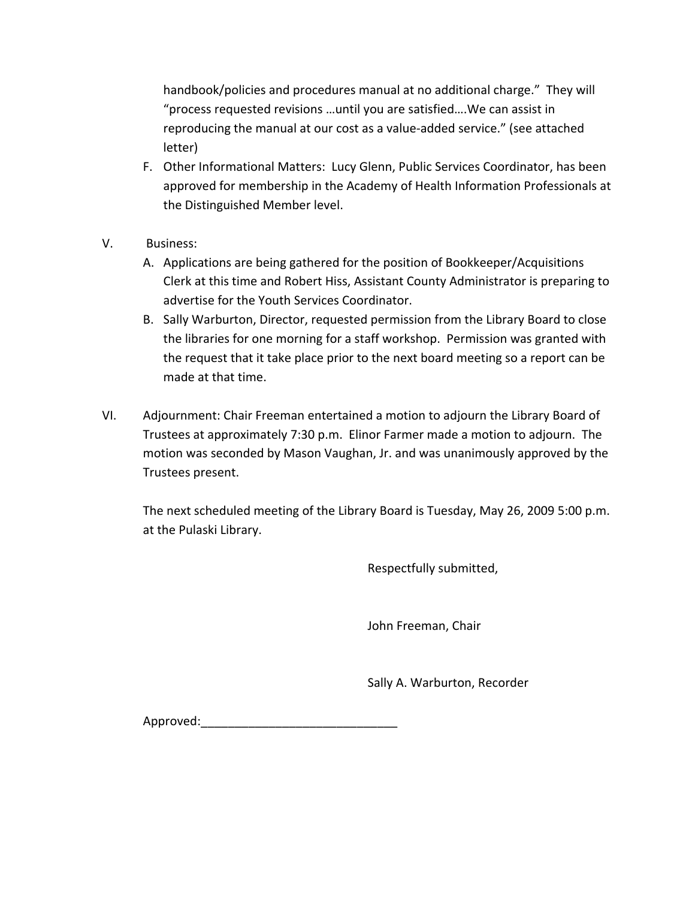handbook/policies and procedures manual at no additional charge." They will "process requested revisions …until you are satisfied….We can assist in reproducing the manual at our cost as a value-added service." (see attached letter)

F. Other Informational Matters: Lucy Glenn, Public Services Coordinator, has been approved for membership in the Academy of Health Information Professionals at the Distinguished Member level.

V. Business:

A. Applications are being gathered for the position of Bookkeeper/Acquisitions Clerk at this time and Robert Hiss, Assistant County Administrator is preparing to advertise for the Youth Services Coordinator.

B. Sally Warburton, Director, requested permission from the Library Board to close the libraries for one morning for a staff workshop. Permission was granted with the request that it take place prior to the next board meeting so a report can be made at that time.

VI. Adjournment: Chair Freeman entertained a motion to adjourn the Library Board of Trustees at approximately 7:30 p.m. Elinor Farmer made a motion to adjourn. The motion was seconded by Mason Vaughan, Jr. and was unanimously approved by the Trustees present.

The next scheduled meeting of the Library Board is Tuesday, May 26, 2009 5:00 p.m. at the Pulaski Library.

Respectfully submitted,

John Freeman, Chair

Sally A. Warburton, Recorder

Approved:______________________________